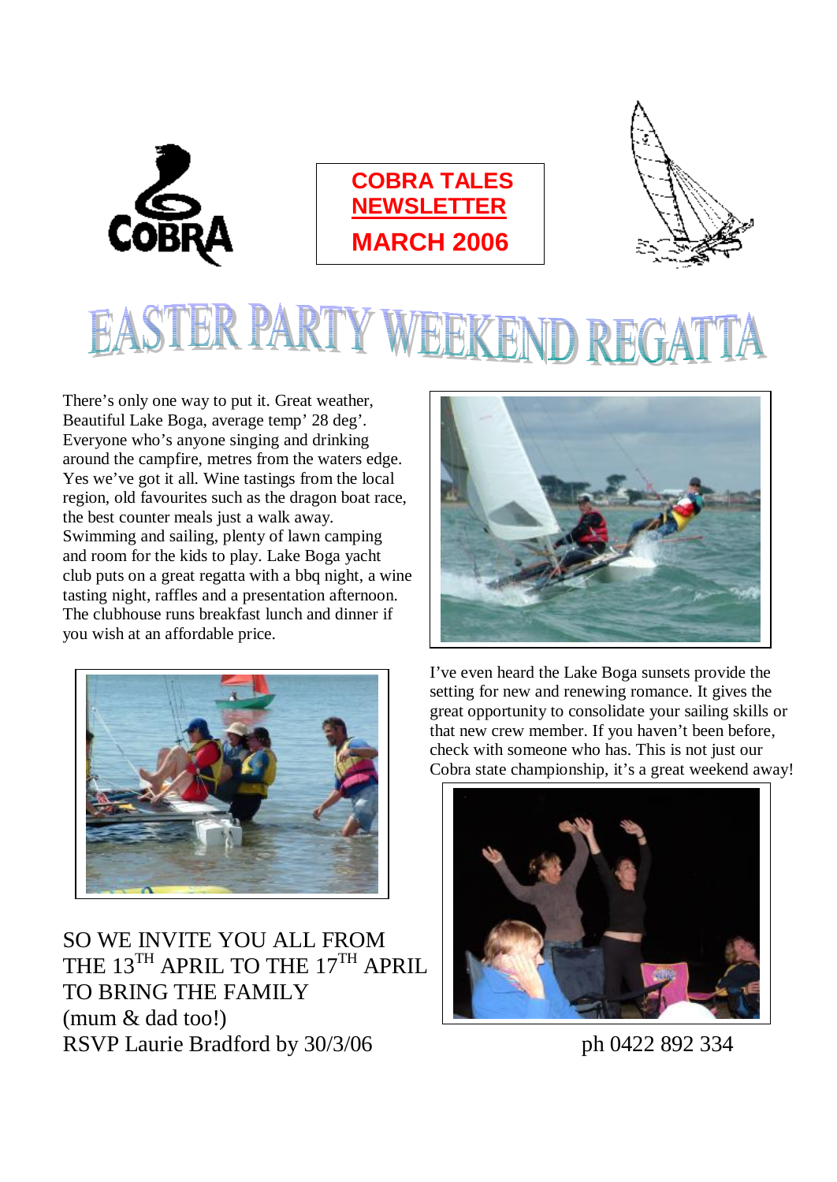COBRA

**COBRA TALES NEWSLETTER**

**MARCH 2006**

# EASTER PARTY WEEKEND REGATTA

There's only one way to put it. Great weather, Beautiful Lake Boga, average temp' 28 deg'. Everyone who's anyone singing and drinking around the campfire, metres from the waters edge. Yes we've got it all. Wine tastings from the local region, old favourites such as the dragon boat race, the best counter meals just a walk away. Swimming and sailing, plenty of lawn camping and room for the kids to play. Lake Boga yacht club puts on a great regatta with a bbq night, a wine tasting night, raffles and a presentation afternoon. The clubhouse runs breakfast lunch and dinner if you wish at an affordable price.

I've even heard the Lake Boga sunsets provide the setting for new and renewing romance. It gives the great opportunity to consolidate your sailing skills or that new crew member. If you haven't been before, check with someone who has. This is not just our Cobra state championship, it's a great weekend away!

SO WE INVITE YOU ALL FROM THE 13TH APRIL TO THE 17TH APRIL TO BRING THE FAMILY
(mum & dad too!)
RSVP Laurie Bradford by 30/3/06 ph 0422 892 334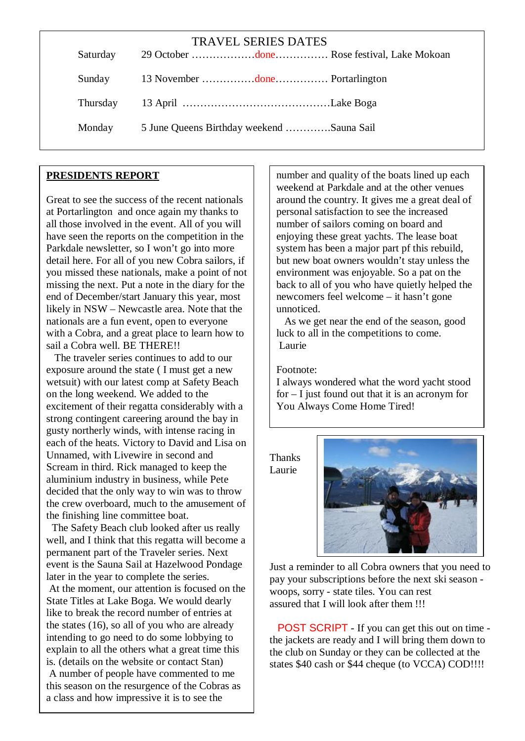## TRAVEL SERIES DATES

| | | |
|---|---|---|
| Saturday | 29 October ………………done…………… | Rose festival, Lake Mokoan |
| Sunday | 13 November ……………done…………… | Portarlington |
| Thursday | 13 April …………………………………… | Lake Boga |
| Monday | 5 June Queens Birthday weekend …………. | Sauna Sail |

## PRESIDENTS REPORT

Great to see the success of the recent nationals at Portarlington and once again my thanks to all those involved in the event. All of you will have seen the reports on the competition in the Parkdale newsletter, so I won't go into more detail here. For all of you new Cobra sailors, if you missed these nationals, make a point of not missing the next. Put a note in the diary for the end of December/start January this year, most likely in NSW – Newcastle area. Note that the nationals are a fun event, open to everyone with a Cobra, and a great place to learn how to sail a Cobra well. BE THERE!!

The traveler series continues to add to our exposure around the state ( I must get a new wetsuit) with our latest comp at Safety Beach on the long weekend. We added to the excitement of their regatta considerably with a strong contingent careering around the bay in gusty northerly winds, with intense racing in each of the heats. Victory to David and Lisa on Unnamed, with Livewire in second and Scream in third. Rick managed to keep the aluminium industry in business, while Pete decided that the only way to win was to throw the crew overboard, much to the amusement of the finishing line committee boat.

The Safety Beach club looked after us really well, and I think that this regatta will become a permanent part of the Traveler series. Next event is the Sauna Sail at Hazelwood Pondage later in the year to complete the series.

At the moment, our attention is focused on the State Titles at Lake Boga. We would dearly like to break the record number of entries at the states (16), so all of you who are already intending to go need to do some lobbying to explain to all the others what a great time this is. (details on the website or contact Stan)

A number of people have commented to me this season on the resurgence of the Cobras as a class and how impressive it is to see the number and quality of the boats lined up each weekend at Parkdale and at the other venues around the country. It gives me a great deal of personal satisfaction to see the increased number of sailors coming on board and enjoying these great yachts. The lease boat system has been a major part pf this rebuild, but new boat owners wouldn't stay unless the environment was enjoyable. So a pat on the back to all of you who have quietly helped the newcomers feel welcome – it hasn't gone unnoticed.

As we get near the end of the season, good luck to all in the competitions to come.

Laurie

Footnote:
I always wondered what the word yacht stood for – I just found out that it is an acronym for You Always Come Home Tired!

Thanks Laurie

Just a reminder to all Cobra owners that you need to pay your subscriptions before the next ski season - woops, sorry - state tiles. You can rest assured that I will look after them !!!

POST SCRIPT - If you can get this out on time - the jackets are ready and I will bring them down to the club on Sunday or they can be collected at the states $40 cash or $44 cheque (to VCCA) COD!!!!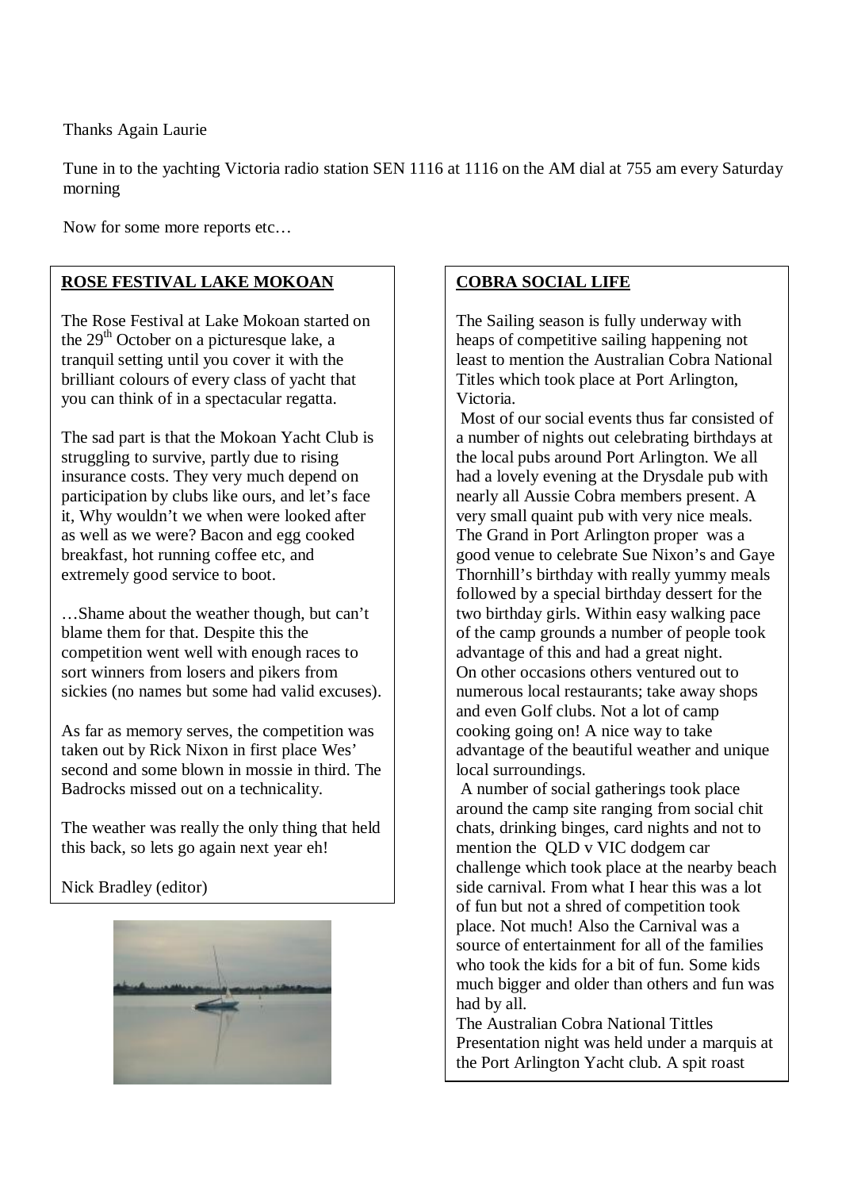Thanks Again Laurie

Tune in to the yachting Victoria radio station SEN 1116 at 1116 on the AM dial at 755 am every Saturday morning

Now for some more reports etc…

## ROSE FESTIVAL LAKE MOKOAN

The Rose Festival at Lake Mokoan started on the 29th October on a picturesque lake, a tranquil setting until you cover it with the brilliant colours of every class of yacht that you can think of in a spectacular regatta.

The sad part is that the Mokoan Yacht Club is struggling to survive, partly due to rising insurance costs. They very much depend on participation by clubs like ours, and let's face it, Why wouldn't we when were looked after as well as we were? Bacon and egg cooked breakfast, hot running coffee etc, and extremely good service to boot.

…Shame about the weather though, but can't blame them for that. Despite this the competition went well with enough races to sort winners from losers and pikers from sickies (no names but some had valid excuses).

As far as memory serves, the competition was taken out by Rick Nixon in first place Wes' second and some blown in mossie in third. The Badrocks missed out on a technicality.

The weather was really the only thing that held this back, so lets go again next year eh!

Nick Bradley (editor)

## COBRA SOCIAL LIFE

The Sailing season is fully underway with heaps of competitive sailing happening not least to mention the Australian Cobra National Titles which took place at Port Arlington, Victoria.

Most of our social events thus far consisted of a number of nights out celebrating birthdays at the local pubs around Port Arlington. We all had a lovely evening at the Drysdale pub with nearly all Aussie Cobra members present. A very small quaint pub with very nice meals. The Grand in Port Arlington proper was a good venue to celebrate Sue Nixon's and Gaye Thornhill's birthday with really yummy meals followed by a special birthday dessert for the two birthday girls. Within easy walking pace of the camp grounds a number of people took advantage of this and had a great night. On other occasions others ventured out to numerous local restaurants; take away shops and even Golf clubs. Not a lot of camp cooking going on! A nice way to take advantage of the beautiful weather and unique local surroundings.

A number of social gatherings took place around the camp site ranging from social chit chats, drinking binges, card nights and not to mention the QLD v VIC dodgem car challenge which took place at the nearby beach side carnival. From what I hear this was a lot of fun but not a shred of competition took place. Not much! Also the Carnival was a source of entertainment for all of the families who took the kids for a bit of fun. Some kids much bigger and older than others and fun was had by all.

The Australian Cobra National Tittles Presentation night was held under a marquis at the Port Arlington Yacht club. A spit roast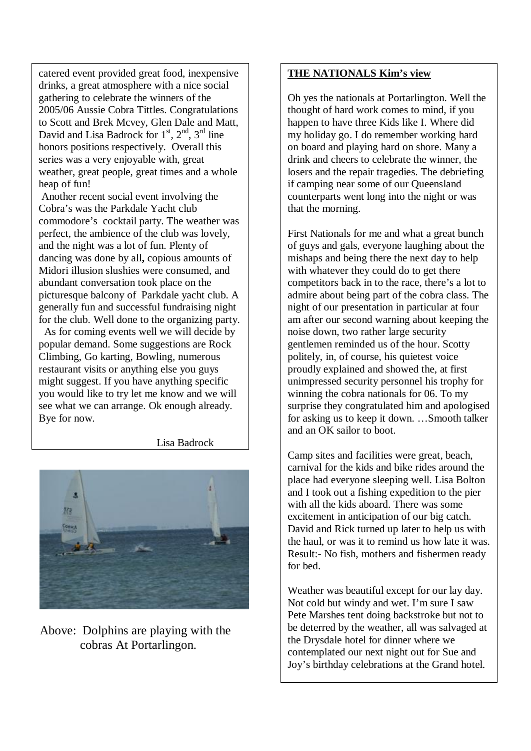catered event provided great food, inexpensive drinks, a great atmosphere with a nice social gathering to celebrate the winners of the 2005/06 Aussie Cobra Tittles. Congratulations to Scott and Brek Mcvey, Glen Dale and Matt, David and Lisa Badrock for 1st, 2nd, 3rd line honors positions respectively. Overall this series was a very enjoyable with, great weather, great people, great times and a whole heap of fun!

Another recent social event involving the Cobra's was the Parkdale Yacht club commodore's cocktail party. The weather was perfect, the ambience of the club was lovely, and the night was a lot of fun. Plenty of dancing was done by all**,** copious amounts of Midori illusion slushies were consumed, and abundant conversation took place on the picturesque balcony of Parkdale yacht club. A generally fun and successful fundraising night for the club. Well done to the organizing party.

As for coming events well we will decide by popular demand. Some suggestions are Rock Climbing, Go karting, Bowling, numerous restaurant visits or anything else you guys might suggest. If you have anything specific you would like to try let me know and we will see what we can arrange. Ok enough already. Bye for now.

Lisa Badrock

Above: Dolphins are playing with the cobras At Portarlingon.

**THE NATIONALS Kim's view**

Oh yes the nationals at Portarlington. Well the thought of hard work comes to mind, if you happen to have three Kids like I. Where did my holiday go. I do remember working hard on board and playing hard on shore. Many a drink and cheers to celebrate the winner, the losers and the repair tragedies. The debriefing if camping near some of our Queensland counterparts went long into the night or was that the morning.

First Nationals for me and what a great bunch of guys and gals, everyone laughing about the mishaps and being there the next day to help with whatever they could do to get there competitors back in to the race, there's a lot to admire about being part of the cobra class. The night of our presentation in particular at four am after our second warning about keeping the noise down, two rather large security gentlemen reminded us of the hour. Scotty politely, in, of course, his quietest voice proudly explained and showed the, at first unimpressed security personnel his trophy for winning the cobra nationals for 06. To my surprise they congratulated him and apologised for asking us to keep it down. …Smooth talker and an OK sailor to boot.

Camp sites and facilities were great, beach, carnival for the kids and bike rides around the place had everyone sleeping well. Lisa Bolton and I took out a fishing expedition to the pier with all the kids aboard. There was some excitement in anticipation of our big catch. David and Rick turned up later to help us with the haul, or was it to remind us how late it was. Result:- No fish, mothers and fishermen ready for bed.

Weather was beautiful except for our lay day. Not cold but windy and wet. I'm sure I saw Pete Marshes tent doing backstroke but not to be deterred by the weather, all was salvaged at the Drysdale hotel for dinner where we contemplated our next night out for Sue and Joy's birthday celebrations at the Grand hotel.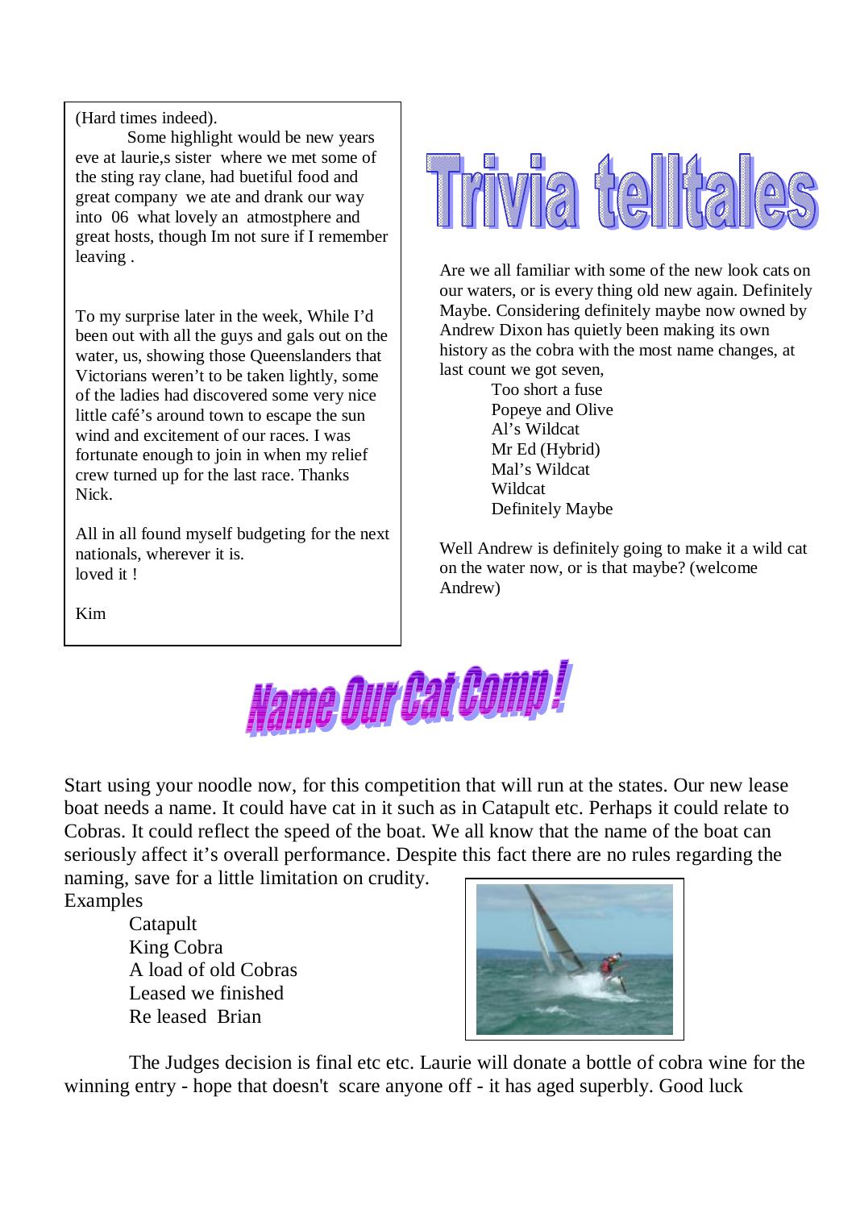(Hard times indeed).

Some highlight would be new years eve at laurie,s sister where we met some of the sting ray clane, had buetiful food and great company we ate and drank our way into 06 what lovely an atmostphere and great hosts, though Im not sure if I remember leaving .

To my surprise later in the week, While I'd been out with all the guys and gals out on the water, us, showing those Queenslanders that Victorians weren't to be taken lightly, some of the ladies had discovered some very nice little café's around town to escape the sun wind and excitement of our races. I was fortunate enough to join in when my relief crew turned up for the last race. Thanks Nick.

All in all found myself budgeting for the next nationals, wherever it is.
loved it !

Kim

# Trivia telltales

Are we all familiar with some of the new look cats on our waters, or is every thing old new again. Definitely Maybe. Considering definitely maybe now owned by Andrew Dixon has quietly been making its own history as the cobra with the most name changes, at last count we got seven,

Too short a fuse
Popeye and Olive
Al's Wildcat
Mr Ed (Hybrid)
Mal's Wildcat
Wildcat
Definitely Maybe

Well Andrew is definitely going to make it a wild cat on the water now, or is that maybe? (welcome Andrew)

# Name Our Cat Comp !

Start using your noodle now, for this competition that will run at the states. Our new lease boat needs a name. It could have cat in it such as in Catapult etc. Perhaps it could relate to Cobras. It could reflect the speed of the boat. We all know that the name of the boat can seriously affect it's overall performance. Despite this fact there are no rules regarding the naming, save for a little limitation on crudity.

Examples

Catapult
King Cobra
A load of old Cobras
Leased we finished
Re leased Brian

The Judges decision is final etc etc. Laurie will donate a bottle of cobra wine for the winning entry - hope that doesn't scare anyone off - it has aged superbly. Good luck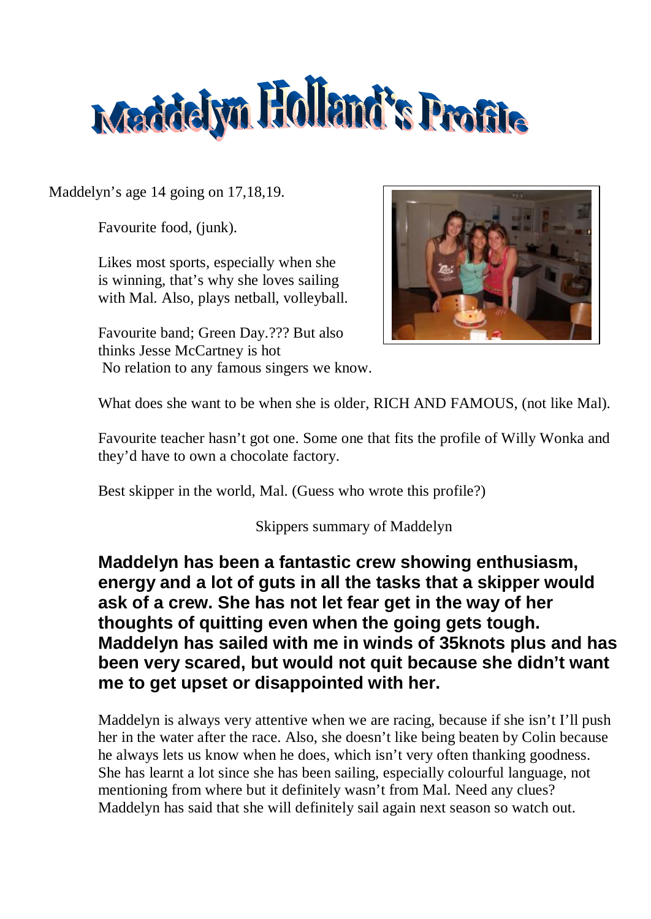# Maddelyn Holland's Profile

Maddelyn's age 14 going on 17,18,19.

Favourite food, (junk).

Likes most sports, especially when she is winning, that's why she loves sailing with Mal. Also, plays netball, volleyball.

Favourite band; Green Day.??? But also thinks Jesse McCartney is hot
No relation to any famous singers we know.

What does she want to be when she is older, RICH AND FAMOUS, (not like Mal).

Favourite teacher hasn't got one. Some one that fits the profile of Willy Wonka and they'd have to own a chocolate factory.

Best skipper in the world, Mal. (Guess who wrote this profile?)

Skippers summary of Maddelyn

**Maddelyn has been a fantastic crew showing enthusiasm, energy and a lot of guts in all the tasks that a skipper would ask of a crew. She has not let fear get in the way of her thoughts of quitting even when the going gets tough. Maddelyn has sailed with me in winds of 35knots plus and has been very scared, but would not quit because she didn't want me to get upset or disappointed with her.**

Maddelyn is always very attentive when we are racing, because if she isn't I'll push her in the water after the race. Also, she doesn't like being beaten by Colin because he always lets us know when he does, which isn't very often thanking goodness. She has learnt a lot since she has been sailing, especially colourful language, not mentioning from where but it definitely wasn't from Mal. Need any clues? Maddelyn has said that she will definitely sail again next season so watch out.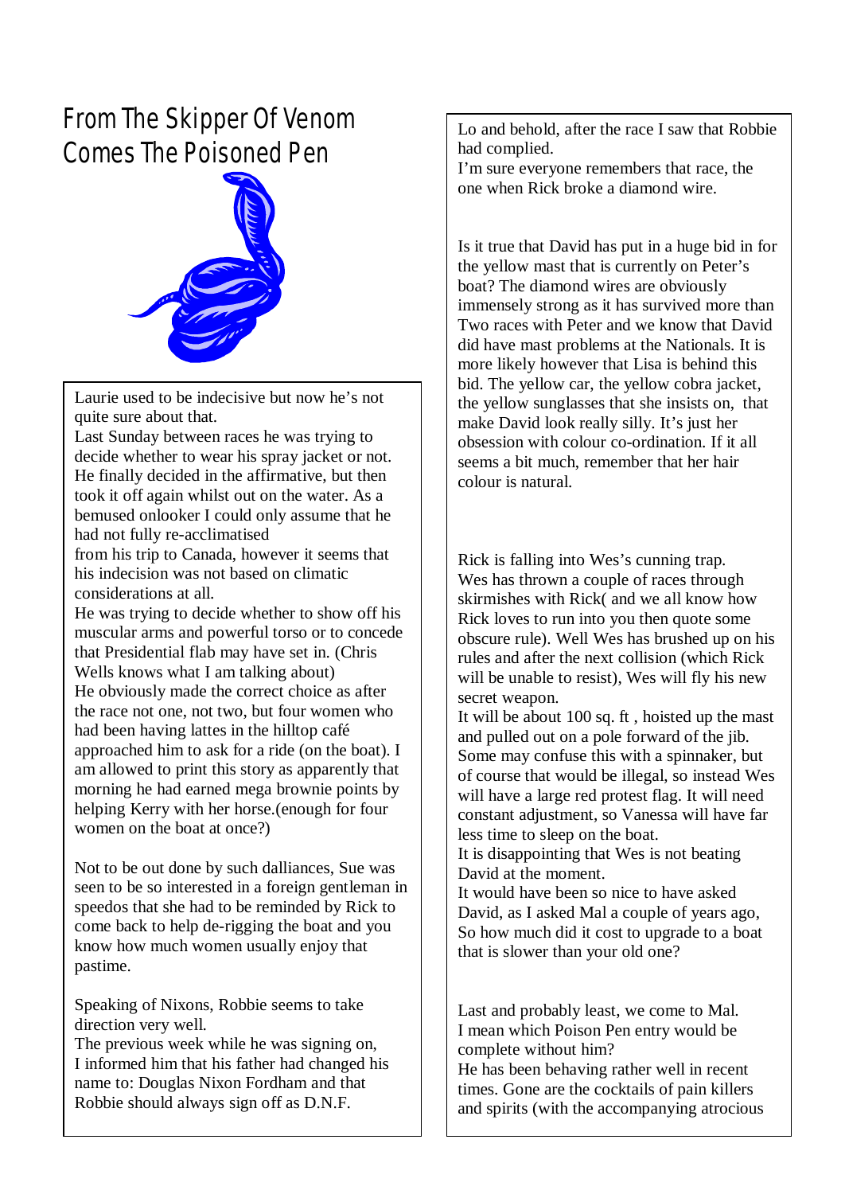# From The Skipper Of Venom Comes The Poisoned Pen

Laurie used to be indecisive but now he's not quite sure about that.
Last Sunday between races he was trying to decide whether to wear his spray jacket or not. He finally decided in the affirmative, but then took it off again whilst out on the water. As a bemused onlooker I could only assume that he had not fully re-acclimatised
from his trip to Canada, however it seems that his indecision was not based on climatic considerations at all.
He was trying to decide whether to show off his muscular arms and powerful torso or to concede that Presidential flab may have set in. (Chris Wells knows what I am talking about)
He obviously made the correct choice as after the race not one, not two, but four women who had been having lattes in the hilltop café approached him to ask for a ride (on the boat). I am allowed to print this story as apparently that morning he had earned mega brownie points by helping Kerry with her horse.(enough for four women on the boat at once?)

Not to be out done by such dalliances, Sue was seen to be so interested in a foreign gentleman in speedos that she had to be reminded by Rick to come back to help de-rigging the boat and you know how much women usually enjoy that pastime.

Speaking of Nixons, Robbie seems to take direction very well.
The previous week while he was signing on, I informed him that his father had changed his name to: Douglas Nixon Fordham and that Robbie should always sign off as D.N.F.

Lo and behold, after the race I saw that Robbie had complied.
I'm sure everyone remembers that race, the one when Rick broke a diamond wire.

Is it true that David has put in a huge bid in for the yellow mast that is currently on Peter's boat? The diamond wires are obviously immensely strong as it has survived more than Two races with Peter and we know that David did have mast problems at the Nationals. It is more likely however that Lisa is behind this bid. The yellow car, the yellow cobra jacket, the yellow sunglasses that she insists on, that make David look really silly. It's just her obsession with colour co-ordination. If it all seems a bit much, remember that her hair colour is natural.

Rick is falling into Wes's cunning trap.
Wes has thrown a couple of races through skirmishes with Rick( and we all know how Rick loves to run into you then quote some obscure rule). Well Wes has brushed up on his rules and after the next collision (which Rick will be unable to resist), Wes will fly his new secret weapon.
It will be about 100 sq. ft , hoisted up the mast and pulled out on a pole forward of the jib. Some may confuse this with a spinnaker, but of course that would be illegal, so instead Wes will have a large red protest flag. It will need constant adjustment, so Vanessa will have far less time to sleep on the boat.
It is disappointing that Wes is not beating David at the moment.
It would have been so nice to have asked David, as I asked Mal a couple of years ago, So how much did it cost to upgrade to a boat that is slower than your old one?

Last and probably least, we come to Mal.
I mean which Poison Pen entry would be complete without him?
He has been behaving rather well in recent times. Gone are the cocktails of pain killers and spirits (with the accompanying atrocious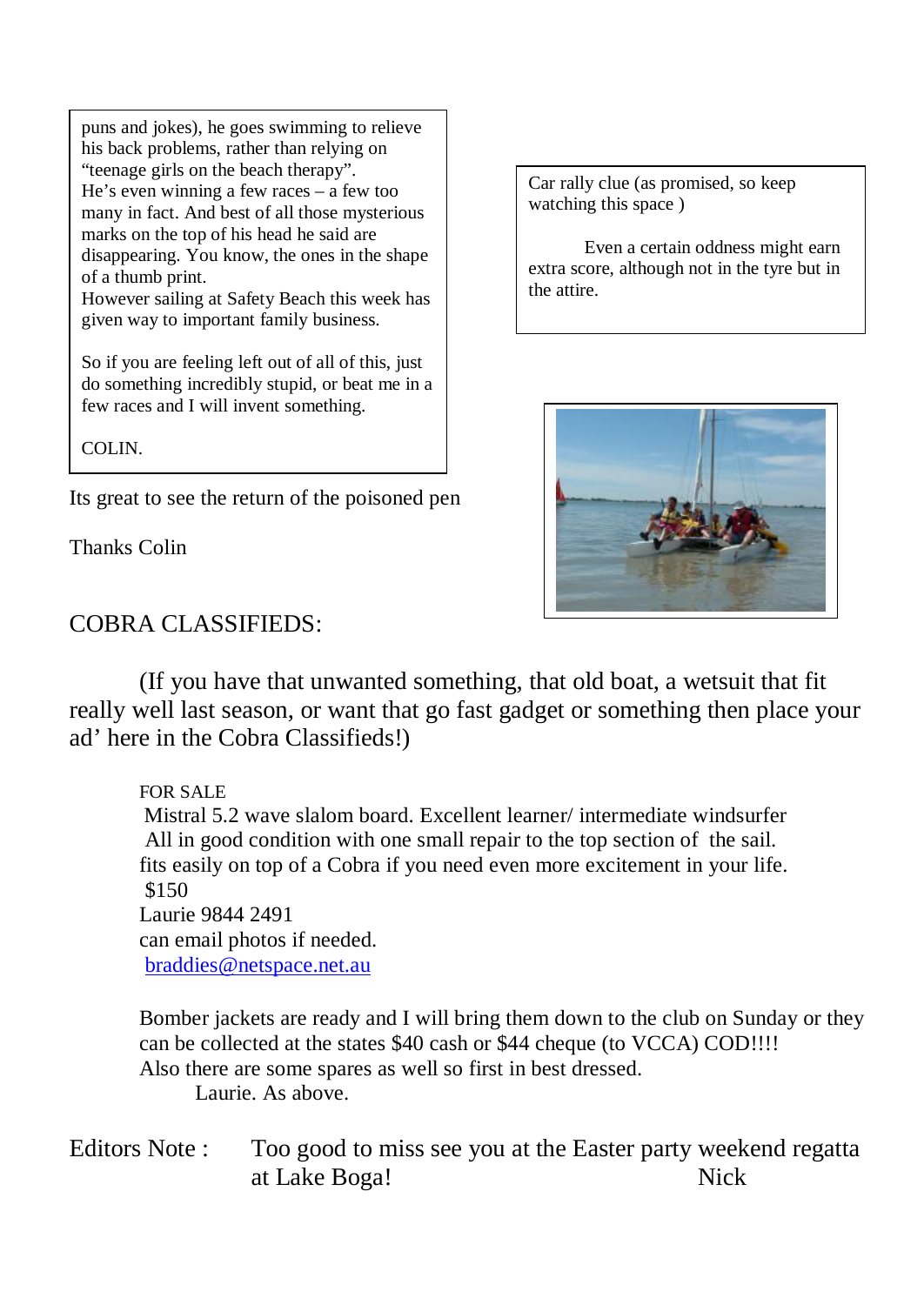puns and jokes), he goes swimming to relieve his back problems, rather than relying on "teenage girls on the beach therapy".
He's even winning a few races – a few too many in fact. And best of all those mysterious marks on the top of his head he said are disappearing. You know, the ones in the shape of a thumb print.
However sailing at Safety Beach this week has given way to important family business.

So if you are feeling left out of all of this, just do something incredibly stupid, or beat me in a few races and I will invent something.

COLIN.

Car rally clue (as promised, so keep watching this space )

Even a certain oddness might earn extra score, although not in the tyre but in the attire.

Its great to see the return of the poisoned pen

Thanks Colin

## COBRA CLASSIFIEDS:

(If you have that unwanted something, that old boat, a wetsuit that fit really well last season, or want that go fast gadget or something then place your ad' here in the Cobra Classifieds!)

FOR SALE
Mistral 5.2 wave slalom board. Excellent learner/ intermediate windsurfer
All in good condition with one small repair to the top section of the sail.
fits easily on top of a Cobra if you need even more excitement in your life.
$150
Laurie 9844 2491
can email photos if needed.
braddies@netspace.net.au

Bomber jackets are ready and I will bring them down to the club on Sunday or they can be collected at the states $40 cash or $44 cheque (to VCCA) COD!!!!
Also there are some spares as well so first in best dressed.
Laurie. As above.

Editors Note : Too good to miss see you at the Easter party weekend regatta at Lake Boga! Nick